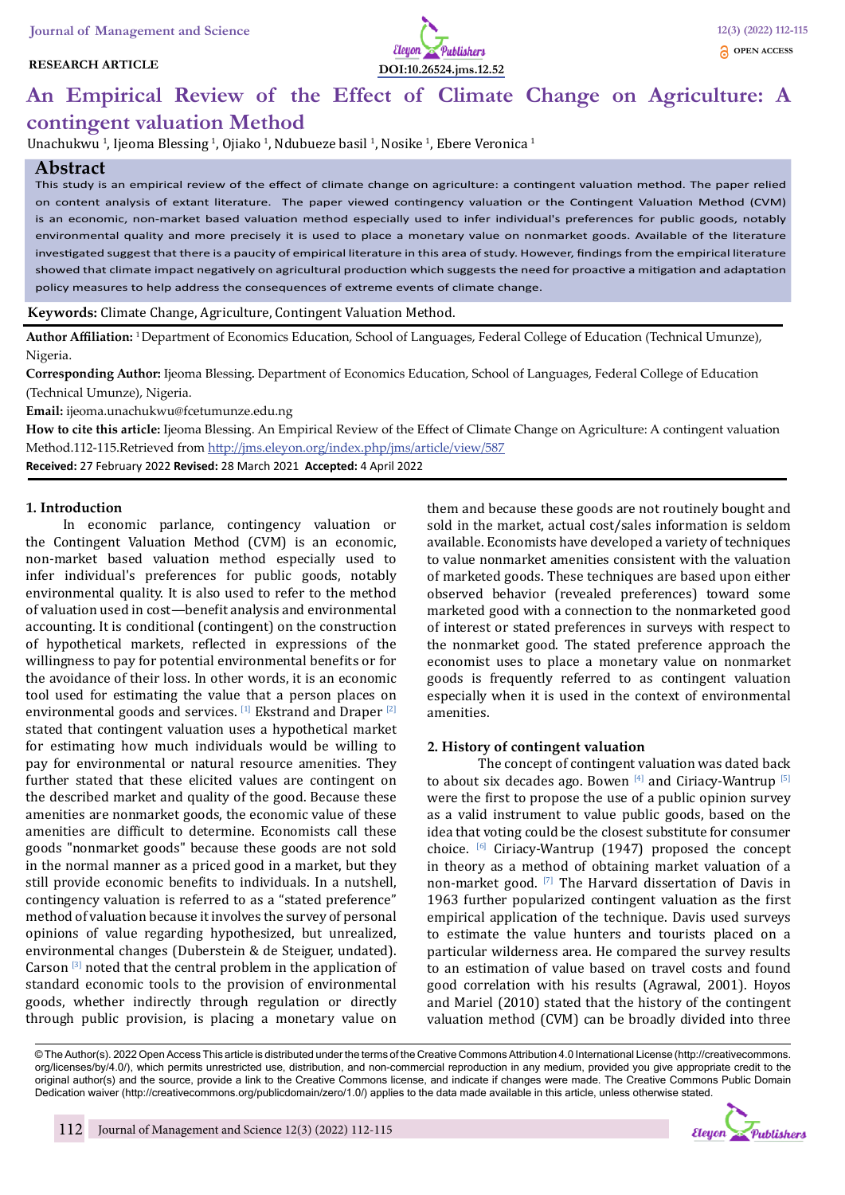RESEARCH ARTICLE

DOI:10.26524.jms.12.52

OPEN ACCESS

# An Empirical Review of the Effect of Climate Change on Agriculture: A contingent valuation Method

Unachukwu [1], Ijeoma Blessing [1], Ojiako [1], Ndubueze basil [1], Nosike [1], Ebere Veronica [1]

## Abstract

This study is an empirical review of the effect of climate change on agriculture: a contingent valuation method. The paper relied on content analysis of extant literature. The paper viewed contingency valuation or the Contingent Valuation Method (CVM) is an economic, non-market based valuation method especially used to infer individual's preferences for public goods, notably environmental quality and more precisely it is used to place a monetary value on nonmarket goods. Available of the literature investigated suggest that there is a paucity of empirical literature in this area of study. However, findings from the empirical literature showed that climate impact negatively on agricultural production which suggests the need for proactive a mitigation and adaptation policy measures to help address the consequences of extreme events of climate change.

**Keywords:** Climate Change, Agriculture, Contingent Valuation Method.

**Author Affiliation:** [1] Department of Economics Education, School of Languages, Federal College of Education (Technical Umunze), Nigeria.

**Corresponding Author:** Ijeoma Blessing. Department of Economics Education, School of Languages, Federal College of Education (Technical Umunze), Nigeria.

**Email:** ijeoma.unachukwu@fcetumunze.edu.ng

**How to cite this article:** Ijeoma Blessing. An Empirical Review of the Effect of Climate Change on Agriculture: A contingent valuation Method.112-115.Retrieved from http://jms.eleyon.org/index.php/jms/article/view/587

**Received:** 27 February 2022 **Revised:** 28 March 2021 **Accepted:** 4 April 2022

## 1. Introduction

In economic parlance, contingency valuation or the Contingent Valuation Method (CVM) is an economic, non-market based valuation method especially used to infer individual's preferences for public goods, notably environmental quality. It is also used to refer to the method of valuation used in cost—benefit analysis and environmental accounting. It is conditional (contingent) on the construction of hypothetical markets, reflected in expressions of the willingness to pay for potential environmental benefits or for the avoidance of their loss. In other words, it is an economic tool used for estimating the value that a person places on environmental goods and services. [1] Ekstrand and Draper [2] stated that contingent valuation uses a hypothetical market for estimating how much individuals would be willing to pay for environmental or natural resource amenities. They further stated that these elicited values are contingent on the described market and quality of the good. Because these amenities are nonmarket goods, the economic value of these amenities are difficult to determine. Economists call these goods "nonmarket goods" because these goods are not sold in the normal manner as a priced good in a market, but they still provide economic benefits to individuals. In a nutshell, contingency valuation is referred to as a "stated preference" method of valuation because it involves the survey of personal opinions of value regarding hypothesized, but unrealized, environmental changes (Duberstein & de Steiguer, undated). Carson [3] noted that the central problem in the application of standard economic tools to the provision of environmental goods, whether indirectly through regulation or directly through public provision, is placing a monetary value on them and because these goods are not routinely bought and sold in the market, actual cost/sales information is seldom available. Economists have developed a variety of techniques to value nonmarket amenities consistent with the valuation of marketed goods. These techniques are based upon either observed behavior (revealed preferences) toward some marketed good with a connection to the nonmarketed good of interest or stated preferences in surveys with respect to the nonmarket good. The stated preference approach the economist uses to place a monetary value on nonmarket goods is frequently referred to as contingent valuation especially when it is used in the context of environmental amenities.

## 2. History of contingent valuation

The concept of contingent valuation was dated back to about six decades ago. Bowen [4] and Ciriacy-Wantrup [5] were the first to propose the use of a public opinion survey as a valid instrument to value public goods, based on the idea that voting could be the closest substitute for consumer choice. [6] Ciriacy-Wantrup (1947) proposed the concept in theory as a method of obtaining market valuation of a non-market good. [7] The Harvard dissertation of Davis in 1963 further popularized contingent valuation as the first empirical application of the technique. Davis used surveys to estimate the value hunters and tourists placed on a particular wilderness area. He compared the survey results to an estimation of value based on travel costs and found good correlation with his results (Agrawal, 2001). Hoyos and Mariel (2010) stated that the history of the contingent valuation method (CVM) can be broadly divided into three

© The Author(s). 2022 Open Access This article is distributed under the terms of the Creative Commons Attribution 4.0 International License (http://creativecommons.org/licenses/by/4.0/), which permits unrestricted use, distribution, and non-commercial reproduction in any medium, provided you give appropriate credit to the original author(s) and the source, provide a link to the Creative Commons license, and indicate if changes were made. The Creative Commons Public Domain Dedication waiver (http://creativecommons.org/publicdomain/zero/1.0/) applies to the data made available in this article, unless otherwise stated.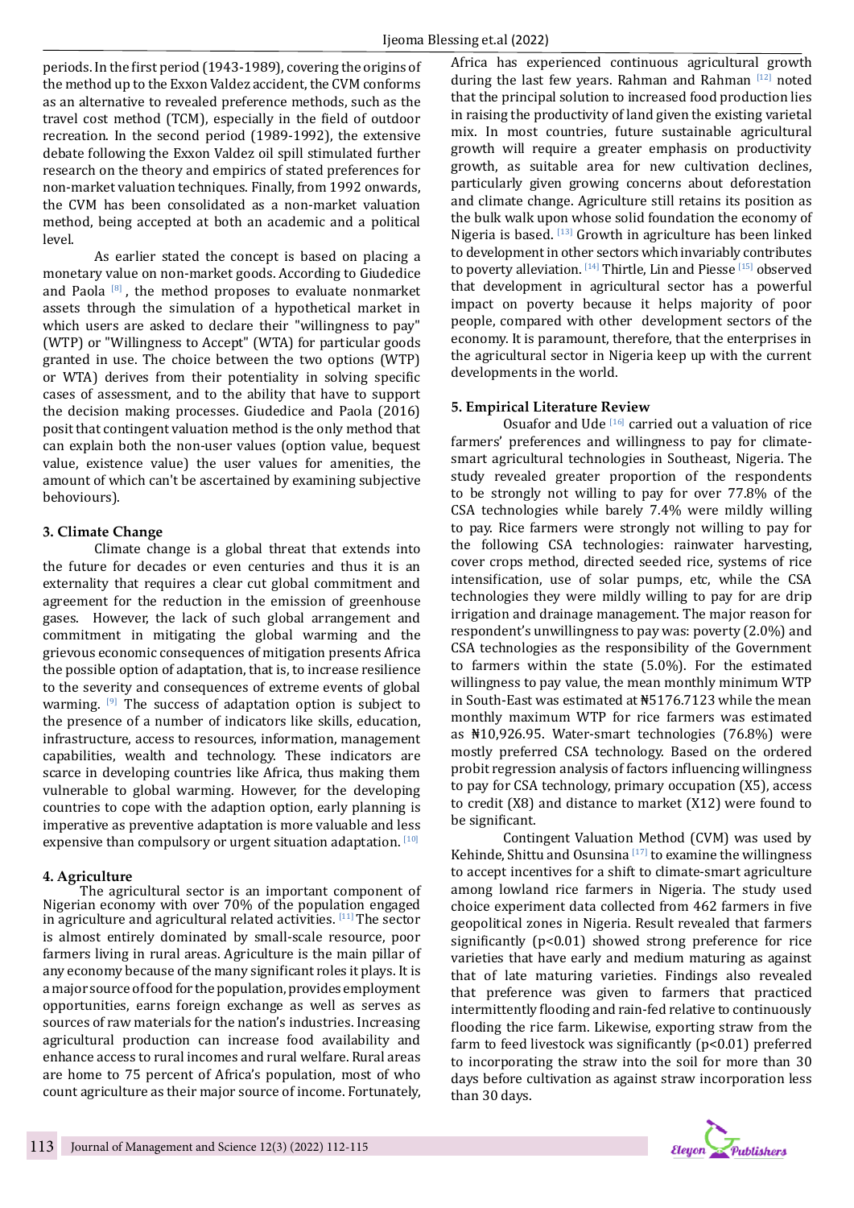periods. In the first period (1943-1989), covering the origins of the method up to the Exxon Valdez accident, the CVM conforms as an alternative to revealed preference methods, such as the travel cost method (TCM), especially in the field of outdoor recreation. In the second period (1989-1992), the extensive debate following the Exxon Valdez oil spill stimulated further research on the theory and empirics of stated preferences for non-market valuation techniques. Finally, from 1992 onwards, the CVM has been consolidated as a non-market valuation method, being accepted at both an academic and a political level.

As earlier stated the concept is based on placing a monetary value on non-market goods. According to Giudedice and Paola [8], the method proposes to evaluate nonmarket assets through the simulation of a hypothetical market in which users are asked to declare their "willingness to pay" (WTP) or "Willingness to Accept" (WTA) for particular goods granted in use. The choice between the two options (WTP or WTA) derives from their potentiality in solving specific cases of assessment, and to the ability that have to support the decision making processes. Giudedice and Paola (2016) posit that contingent valuation method is the only method that can explain both the non-user values (option value, bequest value, existence value) the user values for amenities, the amount of which can't be ascertained by examining subjective behoviours).

## 3. Climate Change

Climate change is a global threat that extends into the future for decades or even centuries and thus it is an externality that requires a clear cut global commitment and agreement for the reduction in the emission of greenhouse gases. However, the lack of such global arrangement and commitment in mitigating the global warming and the grievous economic consequences of mitigation presents Africa the possible option of adaptation, that is, to increase resilience to the severity and consequences of extreme events of global warming. [9] The success of adaptation option is subject to the presence of a number of indicators like skills, education, infrastructure, access to resources, information, management capabilities, wealth and technology. These indicators are scarce in developing countries like Africa, thus making them vulnerable to global warming. However, for the developing countries to cope with the adaption option, early planning is imperative as preventive adaptation is more valuable and less expensive than compulsory or urgent situation adaptation. [10]

## 4. Agriculture

The agricultural sector is an important component of Nigerian economy with over 70% of the population engaged in agriculture and agricultural related activities. [11] The sector is almost entirely dominated by small-scale resource, poor farmers living in rural areas. Agriculture is the main pillar of any economy because of the many significant roles it plays. It is a major source of food for the population, provides employment opportunities, earns foreign exchange as well as serves as sources of raw materials for the nation's industries. Increasing agricultural production can increase food availability and enhance access to rural incomes and rural welfare. Rural areas are home to 75 percent of Africa's population, most of who count agriculture as their major source of income. Fortunately, Africa has experienced continuous agricultural growth during the last few years. Rahman and Rahman [12] noted that the principal solution to increased food production lies in raising the productivity of land given the existing varietal mix. In most countries, future sustainable agricultural growth will require a greater emphasis on productivity growth, as suitable area for new cultivation declines, particularly given growing concerns about deforestation and climate change. Agriculture still retains its position as the bulk walk upon whose solid foundation the economy of Nigeria is based. [13] Growth in agriculture has been linked to development in other sectors which invariably contributes to poverty alleviation. [14] Thirtle, Lin and Piesse [15] observed that development in agricultural sector has a powerful impact on poverty because it helps majority of poor people, compared with other development sectors of the economy. It is paramount, therefore, that the enterprises in the agricultural sector in Nigeria keep up with the current developments in the world.

## 5. Empirical Literature Review

Osuafor and Ude [16] carried out a valuation of rice farmers' preferences and willingness to pay for climate-smart agricultural technologies in Southeast, Nigeria. The study revealed greater proportion of the respondents to be strongly not willing to pay for over 77.8% of the CSA technologies while barely 7.4% were mildly willing to pay. Rice farmers were strongly not willing to pay for the following CSA technologies: rainwater harvesting, cover crops method, directed seeded rice, systems of rice intensification, use of solar pumps, etc, while the CSA technologies they were mildly willing to pay for are drip irrigation and drainage management. The major reason for respondent's unwillingness to pay was: poverty (2.0%) and CSA technologies as the responsibility of the Government to farmers within the state (5.0%). For the estimated willingness to pay value, the mean monthly minimum WTP in South-East was estimated at ₦5176.7123 while the mean monthly maximum WTP for rice farmers was estimated as ₦10,926.95. Water-smart technologies (76.8%) were mostly preferred CSA technology. Based on the ordered probit regression analysis of factors influencing willingness to pay for CSA technology, primary occupation (X5), access to credit (X8) and distance to market (X12) were found to be significant.

Contingent Valuation Method (CVM) was used by Kehinde, Shittu and Osunsina [17] to examine the willingness to accept incentives for a shift to climate-smart agriculture among lowland rice farmers in Nigeria. The study used choice experiment data collected from 462 farmers in five geopolitical zones in Nigeria. Result revealed that farmers significantly ($p<0.01$) showed strong preference for rice varieties that have early and medium maturing as against that of late maturing varieties. Findings also revealed that preference was given to farmers that practiced intermittently flooding and rain-fed relative to continuously flooding the rice farm. Likewise, exporting straw from the farm to feed livestock was significantly ($p<0.01$) preferred to incorporating the straw into the soil for more than 30 days before cultivation as against straw incorporation less than 30 days.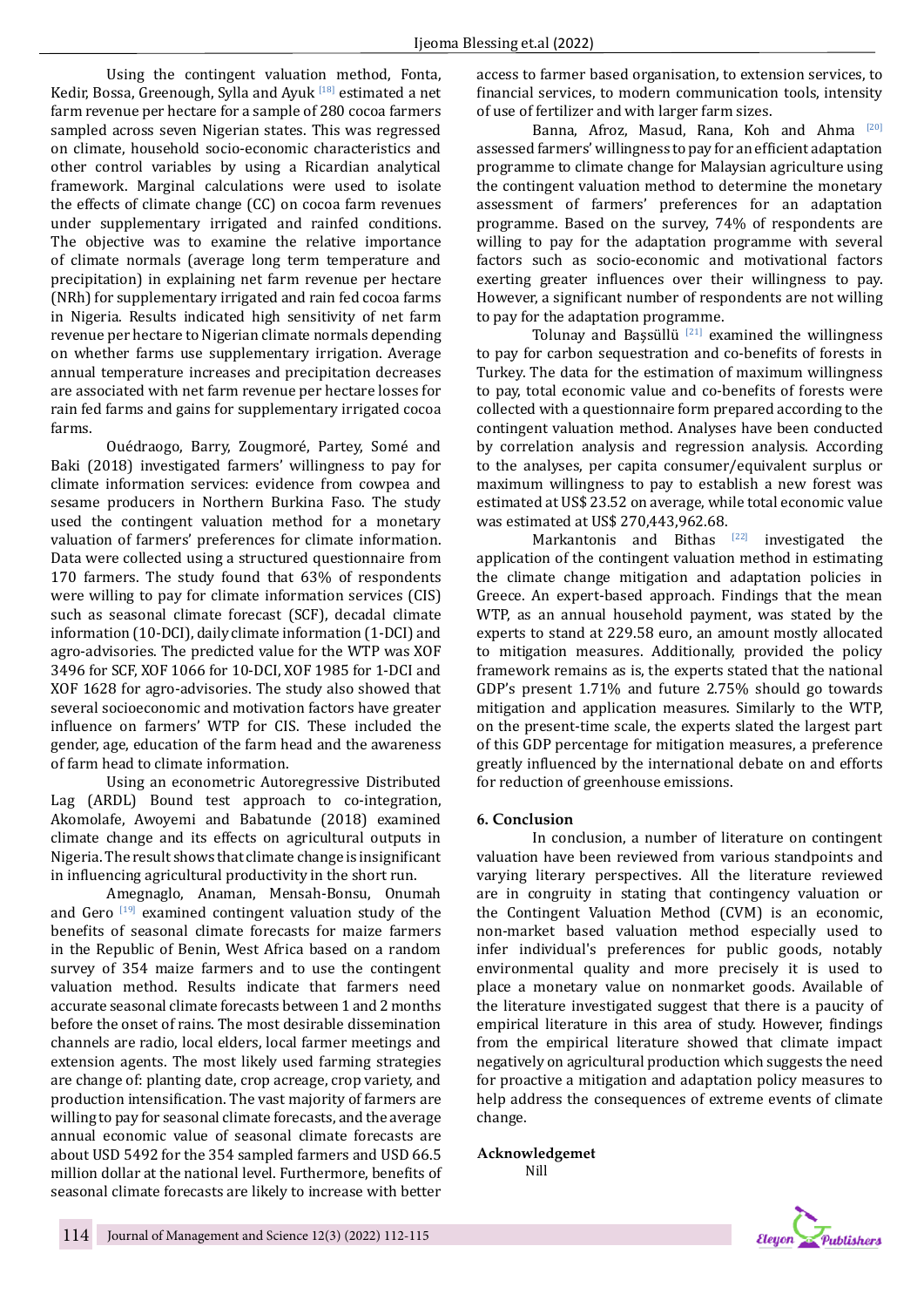Using the contingent valuation method, Fonta, Kedir, Bossa, Greenough, Sylla and Ayuk [18] estimated a net farm revenue per hectare for a sample of 280 cocoa farmers sampled across seven Nigerian states. This was regressed on climate, household socio-economic characteristics and other control variables by using a Ricardian analytical framework. Marginal calculations were used to isolate the effects of climate change (CC) on cocoa farm revenues under supplementary irrigated and rainfed conditions. The objective was to examine the relative importance of climate normals (average long term temperature and precipitation) in explaining net farm revenue per hectare (NRh) for supplementary irrigated and rain fed cocoa farms in Nigeria. Results indicated high sensitivity of net farm revenue per hectare to Nigerian climate normals depending on whether farms use supplementary irrigation. Average annual temperature increases and precipitation decreases are associated with net farm revenue per hectare losses for rain fed farms and gains for supplementary irrigated cocoa farms.

Ouédraogo, Barry, Zougmoré, Partey, Somé and Baki (2018) investigated farmers' willingness to pay for climate information services: evidence from cowpea and sesame producers in Northern Burkina Faso. The study used the contingent valuation method for a monetary valuation of farmers' preferences for climate information. Data were collected using a structured questionnaire from 170 farmers. The study found that 63% of respondents were willing to pay for climate information services (CIS) such as seasonal climate forecast (SCF), decadal climate information (10-DCI), daily climate information (1-DCI) and agro-advisories. The predicted value for the WTP was XOF 3496 for SCF, XOF 1066 for 10-DCI, XOF 1985 for 1-DCI and XOF 1628 for agro-advisories. The study also showed that several socioeconomic and motivation factors have greater influence on farmers' WTP for CIS. These included the gender, age, education of the farm head and the awareness of farm head to climate information.

Using an econometric Autoregressive Distributed Lag (ARDL) Bound test approach to co-integration, Akomolafe, Awoyemi and Babatunde (2018) examined climate change and its effects on agricultural outputs in Nigeria. The result shows that climate change is insignificant in influencing agricultural productivity in the short run.

Amegnaglo, Anaman, Mensah-Bonsu, Onumah and Gero [19] examined contingent valuation study of the benefits of seasonal climate forecasts for maize farmers in the Republic of Benin, West Africa based on a random survey of 354 maize farmers and to use the contingent valuation method. Results indicate that farmers need accurate seasonal climate forecasts between 1 and 2 months before the onset of rains. The most desirable dissemination channels are radio, local elders, local farmer meetings and extension agents. The most likely used farming strategies are change of: planting date, crop acreage, crop variety, and production intensification. The vast majority of farmers are willing to pay for seasonal climate forecasts, and the average annual economic value of seasonal climate forecasts are about USD 5492 for the 354 sampled farmers and USD 66.5 million dollar at the national level. Furthermore, benefits of seasonal climate forecasts are likely to increase with better access to farmer based organisation, to extension services, to financial services, to modern communication tools, intensity of use of fertilizer and with larger farm sizes.

Banna, Afroz, Masud, Rana, Koh and Ahma [20] assessed farmers' willingness to pay for an efficient adaptation programme to climate change for Malaysian agriculture using the contingent valuation method to determine the monetary assessment of farmers' preferences for an adaptation programme. Based on the survey, 74% of respondents are willing to pay for the adaptation programme with several factors such as socio-economic and motivational factors exerting greater influences over their willingness to pay. However, a significant number of respondents are not willing to pay for the adaptation programme.

Tolunay and Başsüllü [21] examined the willingness to pay for carbon sequestration and co-benefits of forests in Turkey. The data for the estimation of maximum willingness to pay, total economic value and co-benefits of forests were collected with a questionnaire form prepared according to the contingent valuation method. Analyses have been conducted by correlation analysis and regression analysis. According to the analyses, per capita consumer/equivalent surplus or maximum willingness to pay to establish a new forest was estimated at US$ 23.52 on average, while total economic value was estimated at US$ 270,443,962.68.

Markantonis and Bithas [22] investigated the application of the contingent valuation method in estimating the climate change mitigation and adaptation policies in Greece. An expert-based approach. Findings that the mean WTP, as an annual household payment, was stated by the experts to stand at 229.58 euro, an amount mostly allocated to mitigation measures. Additionally, provided the policy framework remains as is, the experts stated that the national GDP's present 1.71% and future 2.75% should go towards mitigation and application measures. Similarly to the WTP, on the present-time scale, the experts slated the largest part of this GDP percentage for mitigation measures, a preference greatly influenced by the international debate on and efforts for reduction of greenhouse emissions.

## 6. Conclusion

In conclusion, a number of literature on contingent valuation have been reviewed from various standpoints and varying literary perspectives. All the literature reviewed are in congruity in stating that contingency valuation or the Contingent Valuation Method (CVM) is an economic, non-market based valuation method especially used to infer individual's preferences for public goods, notably environmental quality and more precisely it is used to place a monetary value on nonmarket goods. Available of the literature investigated suggest that there is a paucity of empirical literature in this area of study. However, findings from the empirical literature showed that climate impact negatively on agricultural production which suggests the need for proactive a mitigation and adaptation policy measures to help address the consequences of extreme events of climate change.

**Acknowledgemet**

Nill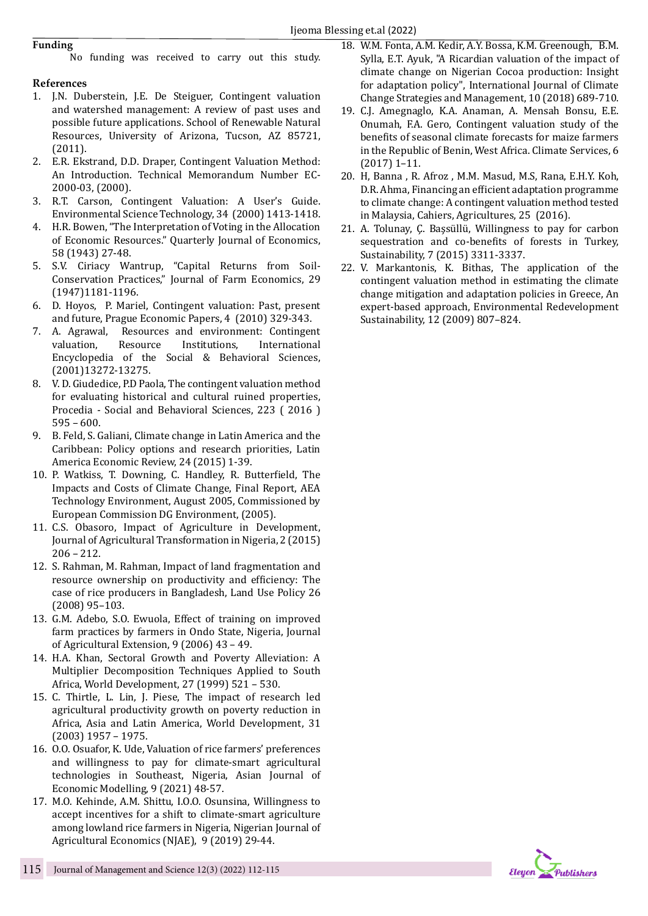**Funding**

No funding was received to carry out this study.

**References**

1. J.N. Duberstein, J.E. De Steiguer, Contingent valuation and watershed management: A review of past uses and possible future applications. School of Renewable Natural Resources, University of Arizona, Tucson, AZ 85721, (2011).
2. E.R. Ekstrand, D.D. Draper, Contingent Valuation Method: An Introduction. Technical Memorandum Number EC-2000-03, (2000).
3. R.T. Carson, Contingent Valuation: A User's Guide. Environmental Science Technology, 34 (2000) 1413-1418.
4. H.R. Bowen, "The Interpretation of Voting in the Allocation of Economic Resources." Quarterly Journal of Economics, 58 (1943) 27-48.
5. S.V. Ciriacy Wantrup, "Capital Returns from Soil-Conservation Practices," Journal of Farm Economics, 29 (1947)1181-1196.
6. D. Hoyos, P. Mariel, Contingent valuation: Past, present and future, Prague Economic Papers, 4 (2010) 329-343.
7. A. Agrawal, Resources and environment: Contingent valuation, Resource Institutions, International Encyclopedia of the Social & Behavioral Sciences, (2001)13272-13275.
8. V. D. Giudedice, P.D Paola, The contingent valuation method for evaluating historical and cultural ruined properties, Procedia - Social and Behavioral Sciences, 223 ( 2016 ) 595 – 600.
9. B. Feld, S. Galiani, Climate change in Latin America and the Caribbean: Policy options and research priorities, Latin America Economic Review, 24 (2015) 1-39.
10. P. Watkiss, T. Downing, C. Handley, R. Butterfield, The Impacts and Costs of Climate Change, Final Report, AEA Technology Environment, August 2005, Commissioned by European Commission DG Environment, (2005).
11. C.S. Obasoro, Impact of Agriculture in Development, Journal of Agricultural Transformation in Nigeria, 2 (2015) 206 – 212.
12. S. Rahman, M. Rahman, Impact of land fragmentation and resource ownership on productivity and efficiency: The case of rice producers in Bangladesh, Land Use Policy 26 (2008) 95–103.
13. G.M. Adebo, S.O. Ewuola, Effect of training on improved farm practices by farmers in Ondo State, Nigeria, Journal of Agricultural Extension, 9 (2006) 43 – 49.
14. H.A. Khan, Sectoral Growth and Poverty Alleviation: A Multiplier Decomposition Techniques Applied to South Africa, World Development, 27 (1999) 521 – 530.
15. C. Thirtle, L. Lin, J. Piese, The impact of research led agricultural productivity growth on poverty reduction in Africa, Asia and Latin America, World Development, 31 (2003) 1957 – 1975.
16. O.O. Osuafor, K. Ude, Valuation of rice farmers' preferences and willingness to pay for climate-smart agricultural technologies in Southeast, Nigeria, Asian Journal of Economic Modelling, 9 (2021) 48-57.
17. M.O. Kehinde, A.M. Shittu, I.O.O. Osunsina, Willingness to accept incentives for a shift to climate-smart agriculture among lowland rice farmers in Nigeria, Nigerian Journal of Agricultural Economics (NJAE), 9 (2019) 29-44.
18. W.M. Fonta, A.M. Kedir, A.Y. Bossa, K.M. Greenough, B.M. Sylla, E.T. Ayuk, "A Ricardian valuation of the impact of climate change on Nigerian Cocoa production: Insight for adaptation policy", International Journal of Climate Change Strategies and Management, 10 (2018) 689-710.
19. C.J. Amegnaglo, K.A. Anaman, A. Mensah Bonsu, E.E. Onumah, F.A. Gero, Contingent valuation study of the benefits of seasonal climate forecasts for maize farmers in the Republic of Benin, West Africa. Climate Services, 6 (2017) 1–11.
20. H, Banna , R. Afroz , M.M. Masud, M.S, Rana, E.H.Y. Koh, D.R. Ahma, Financing an efficient adaptation programme to climate change: A contingent valuation method tested in Malaysia, Cahiers, Agricultures, 25 (2016).
21. A. Tolunay, Ç. Başsüllü, Willingness to pay for carbon sequestration and co-benefits of forests in Turkey, Sustainability, 7 (2015) 3311-3337.
22. V. Markantonis, K. Bithas, The application of the contingent valuation method in estimating the climate change mitigation and adaptation policies in Greece, An expert-based approach, Environmental Redevelopment Sustainability, 12 (2009) 807–824.